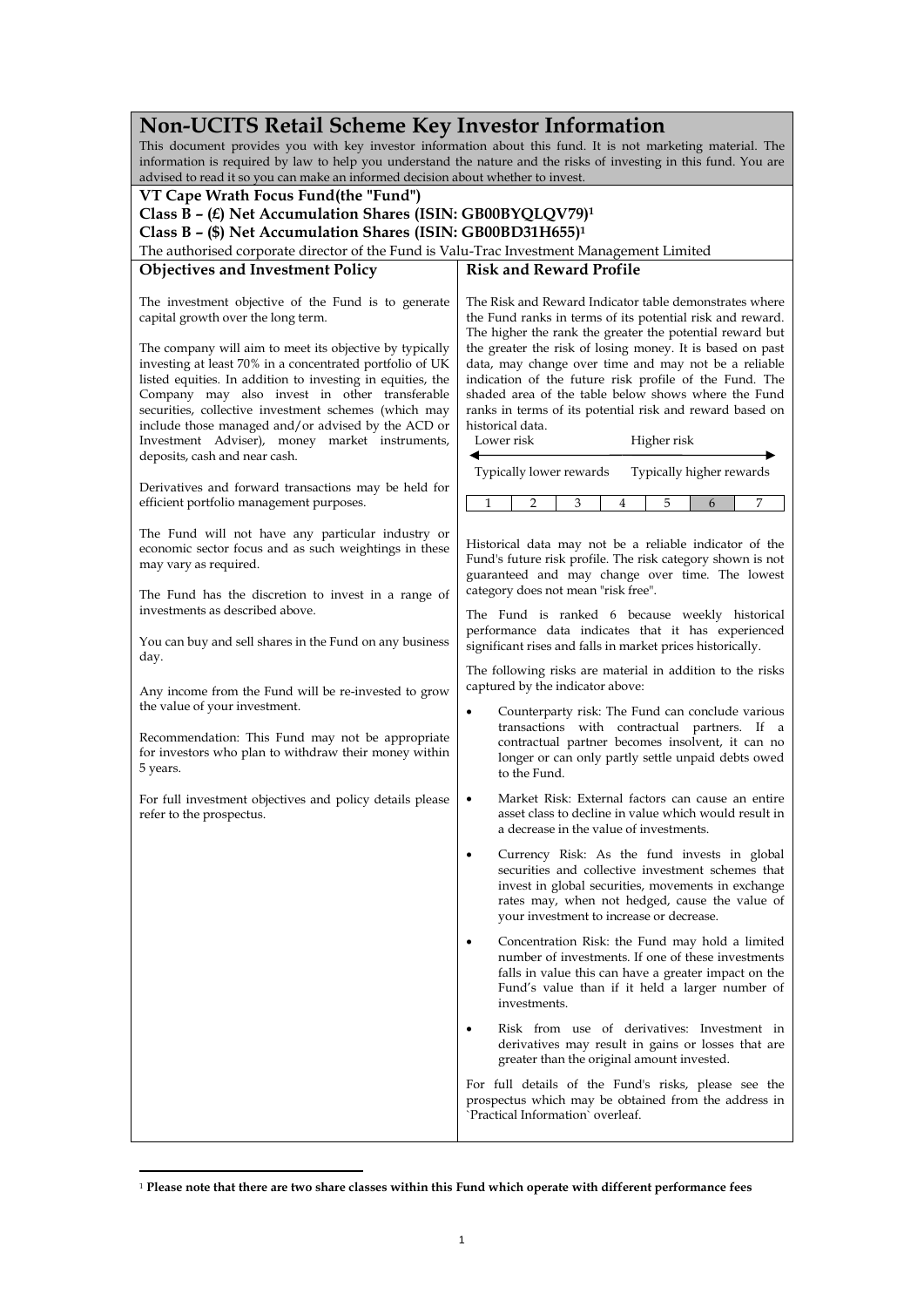# Non-UCITS Retail Scheme Key Investor Information

This document provides you with key investor information about this fund. It is not marketing material. The information is required by law to help you understand the nature and the risks of investing in this fund. You are advised to read it so you can make an informed decision about whether to invest.

**VT Cape Wrath Focus Fund(the "Fund")**

**Class B – (£) Net Accumulation Shares (ISIN: GB00BYQLQV79)[1]**

**Class B – ($) Net Accumulation Shares (ISIN: GB00BD31H655)[1]**

The authorised corporate director of the Fund is Valu-Trac Investment Management Limited

## Objectives and Investment Policy

The investment objective of the Fund is to generate capital growth over the long term.

The company will aim to meet its objective by typically investing at least 70% in a concentrated portfolio of UK listed equities. In addition to investing in equities, the Company may also invest in other transferable securities, collective investment schemes (which may include those managed and/or advised by the ACD or Investment Adviser), money market instruments, deposits, cash and near cash.

Derivatives and forward transactions may be held for efficient portfolio management purposes.

The Fund will not have any particular industry or economic sector focus and as such weightings in these may vary as required.

The Fund has the discretion to invest in a range of investments as described above.

You can buy and sell shares in the Fund on any business day.

Any income from the Fund will be re-invested to grow the value of your investment.

Recommendation: This Fund may not be appropriate for investors who plan to withdraw their money within 5 years.

For full investment objectives and policy details please refer to the prospectus.

## Risk and Reward Profile

The Risk and Reward Indicator table demonstrates where the Fund ranks in terms of its potential risk and reward. The higher the rank the greater the potential reward but the greater the risk of losing money. It is based on past data, may change over time and may not be a reliable indication of the future risk profile of the Fund. The shaded area of the table below shows where the Fund ranks in terms of its potential risk and reward based on historical data.

Lower risk ← → Higher risk

Typically lower rewards — Typically higher rewards

| 1 | 2 | 3 | 4 | 5 | **6** | 7 |
|---|---|---|---|---|---|---|

Historical data may not be a reliable indicator of the Fund's future risk profile. The risk category shown is not guaranteed and may change over time. The lowest category does not mean "risk free".

The Fund is ranked 6 because weekly historical performance data indicates that it has experienced significant rises and falls in market prices historically.

The following risks are material in addition to the risks captured by the indicator above:

- Counterparty risk: The Fund can conclude various transactions with contractual partners. If a contractual partner becomes insolvent, it can no longer or can only partly settle unpaid debts owed to the Fund.
- Market Risk: External factors can cause an entire asset class to decline in value which would result in a decrease in the value of investments.
- Currency Risk: As the fund invests in global securities and collective investment schemes that invest in global securities, movements in exchange rates may, when not hedged, cause the value of your investment to increase or decrease.
- Concentration Risk: the Fund may hold a limited number of investments. If one of these investments falls in value this can have a greater impact on the Fund's value than if it held a larger number of investments.
- Risk from use of derivatives: Investment in derivatives may result in gains or losses that are greater than the original amount invested.

For full details of the Fund's risks, please see the prospectus which may be obtained from the address in `Practical Information` overleaf.

---

[1] **Please note that there are two share classes within this Fund which operate with different performance fees**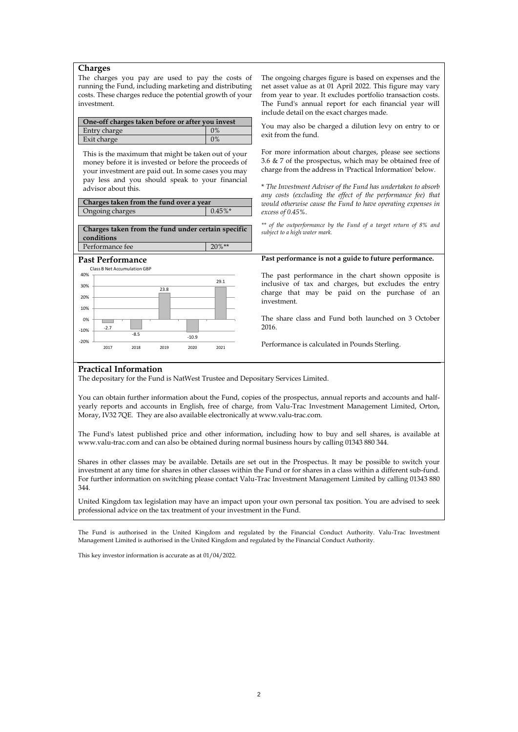## Charges

The charges you pay are used to pay the costs of running the Fund, including marketing and distributing costs. These charges reduce the potential growth of your investment.

| One-off charges taken before or after you invest | |
|---|---|
| Entry charge | 0% |
| Exit charge | 0% |

This is the maximum that might be taken out of your money before it is invested or before the proceeds of your investment are paid out. In some cases you may pay less and you should speak to your financial advisor about this.

| Charges taken from the fund over a year | |
|---|---|
| Ongoing charges | 0.45%* |

| Charges taken from the fund under certain specific conditions | |
|---|---|
| Performance fee | 20%** |

The ongoing charges figure is based on expenses and the net asset value as at 01 April 2022. This figure may vary from year to year. It excludes portfolio transaction costs. The Fund's annual report for each financial year will include detail on the exact charges made.

You may also be charged a dilution levy on entry to or exit from the fund.

For more information about charges, please see sections 3.6 & 7 of the prospectus, which may be obtained free of charge from the address in 'Practical Information' below.

* *The Investment Adviser of the Fund has undertaken to absorb any costs (excluding the effect of the performance fee) that would otherwise cause the Fund to have operating expenses in excess of 0.45%.*

** *of the outperformance by the Fund of a target return of 8% and subject to a high water mark.*

## Past Performance

Class B Net Accumulation GBP

40%
30%
20%
10%
0%
-10%
-20%

-2.7
-8.5
23.8
-10.9
29.1

2017
2018
2019
2020
2021

**Past performance is not a guide to future performance.**

The past performance in the chart shown opposite is inclusive of tax and charges, but excludes the entry charge that may be paid on the purchase of an investment.

The share class and Fund both launched on 3 October 2016.

Performance is calculated in Pounds Sterling.

## Practical Information

The depositary for the Fund is NatWest Trustee and Depositary Services Limited.

You can obtain further information about the Fund, copies of the prospectus, annual reports and accounts and half-yearly reports and accounts in English, free of charge, from Valu-Trac Investment Management Limited, Orton, Moray, IV32 7QE. They are also available electronically at www.valu-trac.com.

The Fund's latest published price and other information, including how to buy and sell shares, is available at www.valu-trac.com and can also be obtained during normal business hours by calling 01343 880 344.

Shares in other classes may be available. Details are set out in the Prospectus. It may be possible to switch your investment at any time for shares in other classes within the Fund or for shares in a class within a different sub-fund. For further information on switching please contact Valu-Trac Investment Management Limited by calling 01343 880 344.

United Kingdom tax legislation may have an impact upon your own personal tax position. You are advised to seek professional advice on the tax treatment of your investment in the Fund.

The Fund is authorised in the United Kingdom and regulated by the Financial Conduct Authority. Valu-Trac Investment Management Limited is authorised in the United Kingdom and regulated by the Financial Conduct Authority.

This key investor information is accurate as at 01/04/2022.